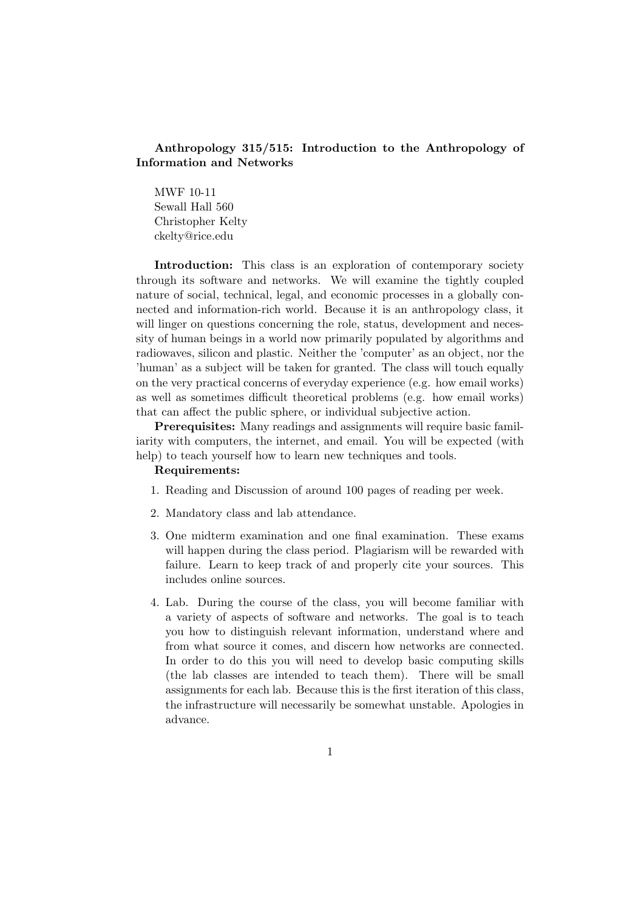# Anthropology 315/515: Introduction to the Anthropology of Information and Networks

MWF 10-11
Sewall Hall 560
Christopher Kelty
ckelty@rice.edu

**Introduction:** This class is an exploration of contemporary society through its software and networks. We will examine the tightly coupled nature of social, technical, legal, and economic processes in a globally connected and information-rich world. Because it is an anthropology class, it will linger on questions concerning the role, status, development and necessity of human beings in a world now primarily populated by algorithms and radiowaves, silicon and plastic. Neither the 'computer' as an object, nor the 'human' as a subject will be taken for granted. The class will touch equally on the very practical concerns of everyday experience (e.g. how email works) as well as sometimes difficult theoretical problems (e.g. how email works) that can affect the public sphere, or individual subjective action.

**Prerequisites:** Many readings and assignments will require basic familiarity with computers, the internet, and email. You will be expected (with help) to teach yourself how to learn new techniques and tools.

**Requirements:**

1. Reading and Discussion of around 100 pages of reading per week.
2. Mandatory class and lab attendance.
3. One midterm examination and one final examination. These exams will happen during the class period. Plagiarism will be rewarded with failure. Learn to keep track of and properly cite your sources. This includes online sources.
4. Lab. During the course of the class, you will become familiar with a variety of aspects of software and networks. The goal is to teach you how to distinguish relevant information, understand where and from what source it comes, and discern how networks are connected. In order to do this you will need to develop basic computing skills (the lab classes are intended to teach them). There will be small assignments for each lab. Because this is the first iteration of this class, the infrastructure will necessarily be somewhat unstable. Apologies in advance.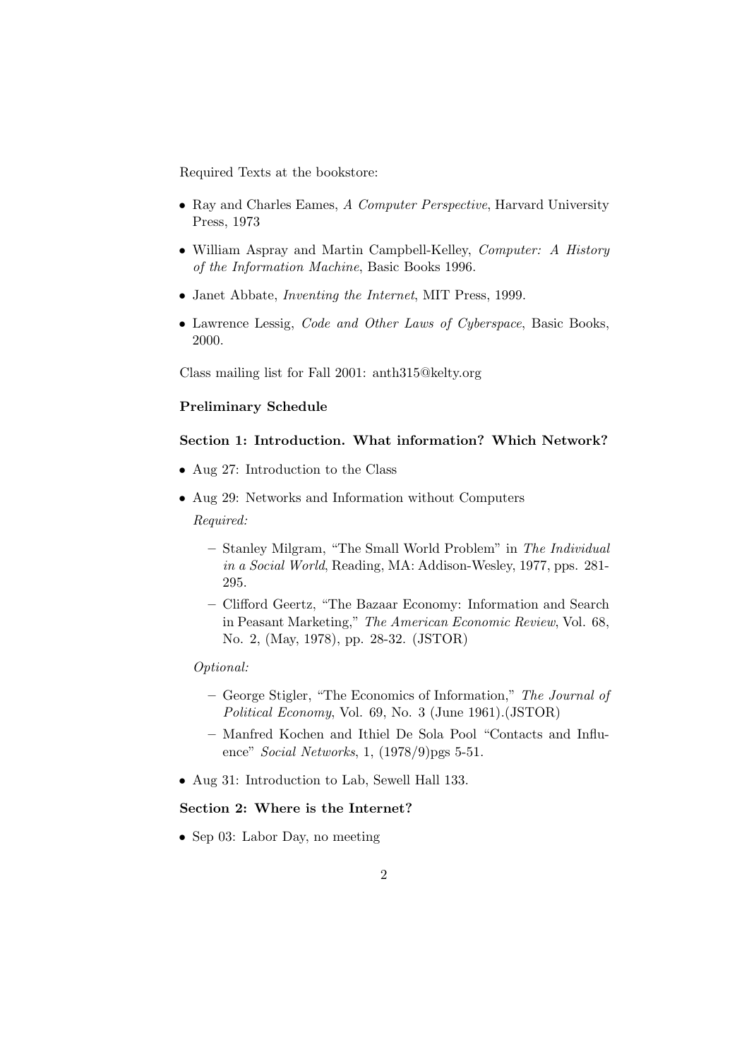Required Texts at the bookstore:

- Ray and Charles Eames, *A Computer Perspective*, Harvard University Press, 1973
- William Aspray and Martin Campbell-Kelley, *Computer: A History of the Information Machine*, Basic Books 1996.
- Janet Abbate, *Inventing the Internet*, MIT Press, 1999.
- Lawrence Lessig, *Code and Other Laws of Cyberspace*, Basic Books, 2000.

Class mailing list for Fall 2001: anth315@kelty.org

**Preliminary Schedule**

**Section 1: Introduction. What information? Which Network?**

- Aug 27: Introduction to the Class
- Aug 29: Networks and Information without Computers

  *Required:*

  - Stanley Milgram, "The Small World Problem" in *The Individual in a Social World*, Reading, MA: Addison-Wesley, 1977, pps. 281-295.
  - Clifford Geertz, "The Bazaar Economy: Information and Search in Peasant Marketing," *The American Economic Review*, Vol. 68, No. 2, (May, 1978), pp. 28-32. (JSTOR)

  *Optional:*

  - George Stigler, "The Economics of Information," *The Journal of Political Economy*, Vol. 69, No. 3 (June 1961).(JSTOR)
  - Manfred Kochen and Ithiel De Sola Pool "Contacts and Influence" *Social Networks*, 1, (1978/9)pgs 5-51.
- Aug 31: Introduction to Lab, Sewell Hall 133.

**Section 2: Where is the Internet?**

- Sep 03: Labor Day, no meeting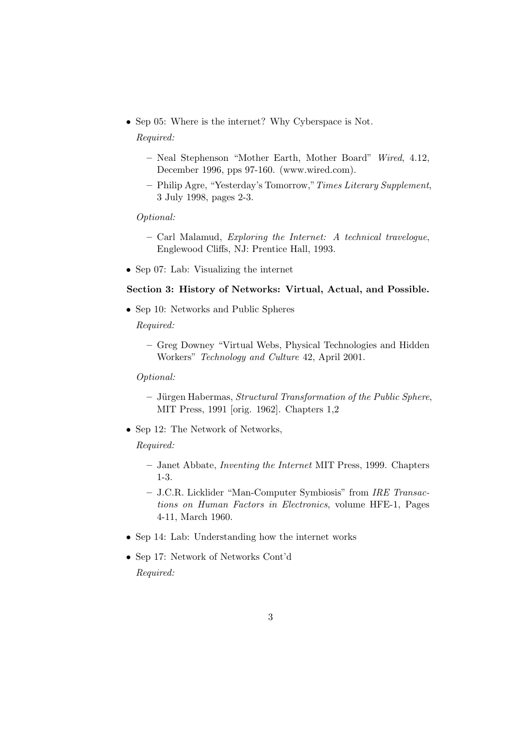- Sep 05: Where is the internet? Why Cyberspace is Not.

  *Required:*

  - Neal Stephenson "Mother Earth, Mother Board" *Wired*, 4.12, December 1996, pps 97-160. (www.wired.com).
  - Philip Agre, "Yesterday's Tomorrow," *Times Literary Supplement*, 3 July 1998, pages 2-3.

  *Optional:*

  - Carl Malamud, *Exploring the Internet: A technical travelogue*, Englewood Cliffs, NJ: Prentice Hall, 1993.

- Sep 07: Lab: Visualizing the internet

**Section 3: History of Networks: Virtual, Actual, and Possible.**

- Sep 10: Networks and Public Spheres

  *Required:*

  - Greg Downey "Virtual Webs, Physical Technologies and Hidden Workers" *Technology and Culture* 42, April 2001.

  *Optional:*

  - Jürgen Habermas, *Structural Transformation of the Public Sphere*, MIT Press, 1991 [orig. 1962]. Chapters 1,2

- Sep 12: The Network of Networks,

  *Required:*

  - Janet Abbate, *Inventing the Internet* MIT Press, 1999. Chapters 1-3.
  - J.C.R. Licklider "Man-Computer Symbiosis" from *IRE Transactions on Human Factors in Electronics*, volume HFE-1, Pages 4-11, March 1960.

- Sep 14: Lab: Understanding how the internet works

- Sep 17: Network of Networks Cont'd

  *Required:*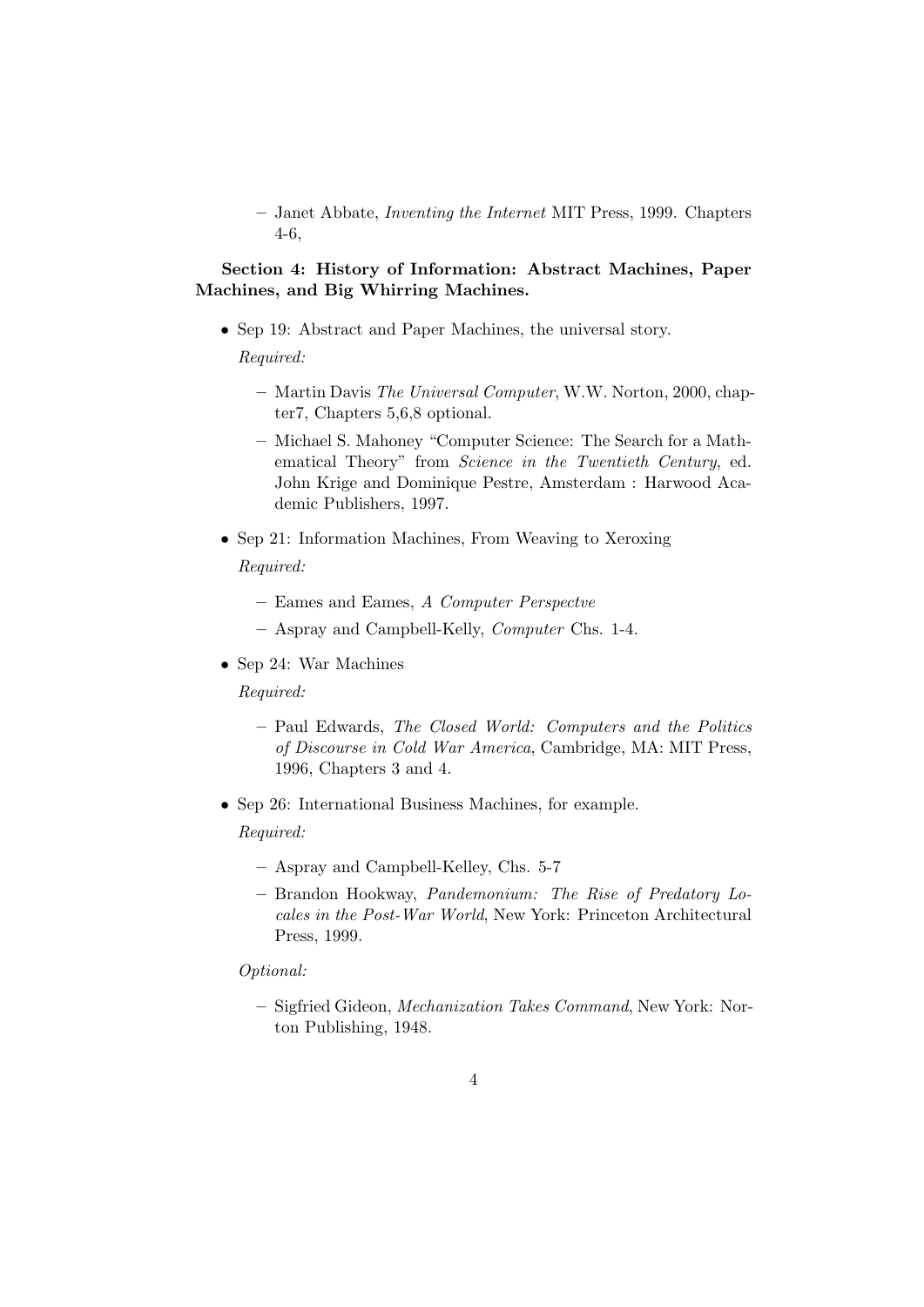- Janet Abbate, *Inventing the Internet* MIT Press, 1999. Chapters 4-6,

**Section 4: History of Information: Abstract Machines, Paper Machines, and Big Whirring Machines.**

- Sep 19: Abstract and Paper Machines, the universal story.

  *Required:*

  - Martin Davis *The Universal Computer*, W.W. Norton, 2000, chapter7, Chapters 5,6,8 optional.
  - Michael S. Mahoney "Computer Science: The Search for a Mathematical Theory" from *Science in the Twentieth Century*, ed. John Krige and Dominique Pestre, Amsterdam : Harwood Academic Publishers, 1997.

- Sep 21: Information Machines, From Weaving to Xeroxing

  *Required:*

  - Eames and Eames, *A Computer Perspectve*
  - Aspray and Campbell-Kelly, *Computer* Chs. 1-4.

- Sep 24: War Machines

  *Required:*

  - Paul Edwards, *The Closed World: Computers and the Politics of Discourse in Cold War America*, Cambridge, MA: MIT Press, 1996, Chapters 3 and 4.

- Sep 26: International Business Machines, for example.

  *Required:*

  - Aspray and Campbell-Kelley, Chs. 5-7
  - Brandon Hookway, *Pandemonium: The Rise of Predatory Locales in the Post-War World*, New York: Princeton Architectural Press, 1999.

  *Optional:*

  - Sigfried Gideon, *Mechanization Takes Command*, New York: Norton Publishing, 1948.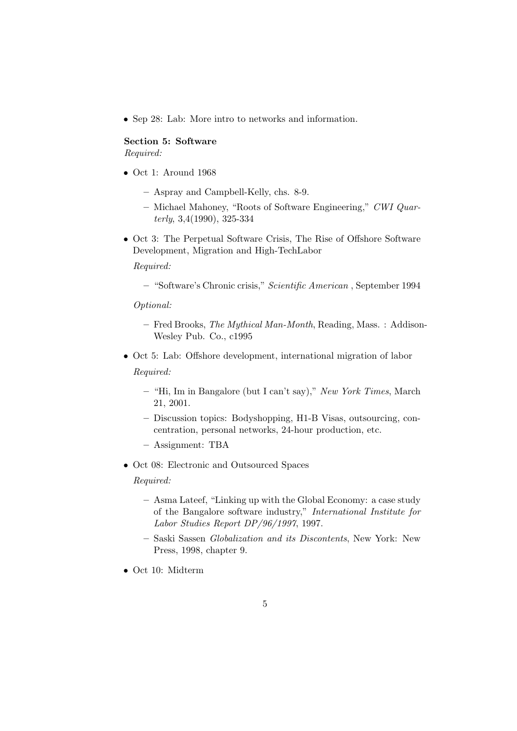- Sep 28: Lab: More intro to networks and information.

**Section 5: Software**

*Required:*

- Oct 1: Around 1968
  - Aspray and Campbell-Kelly, chs. 8-9.
  - Michael Mahoney, "Roots of Software Engineering," *CWI Quarterly*, 3,4(1990), 325-334
- Oct 3: The Perpetual Software Crisis, The Rise of Offshore Software Development, Migration and High-TechLabor

  *Required:*

  - "Software's Chronic crisis," *Scientific American* , September 1994

  *Optional:*

  - Fred Brooks, *The Mythical Man-Month*, Reading, Mass. : Addison-Wesley Pub. Co., c1995
- Oct 5: Lab: Offshore development, international migration of labor

  *Required:*

  - "Hi, Im in Bangalore (but I can't say)," *New York Times*, March 21, 2001.
  - Discussion topics: Bodyshopping, H1-B Visas, outsourcing, concentration, personal networks, 24-hour production, etc.
  - Assignment: TBA
- Oct 08: Electronic and Outsourced Spaces

  *Required:*

  - Asma Lateef, "Linking up with the Global Economy: a case study of the Bangalore software industry," *International Institute for Labor Studies Report DP/96/1997*, 1997.
  - Saski Sassen *Globalization and its Discontents*, New York: New Press, 1998, chapter 9.
- Oct 10: Midterm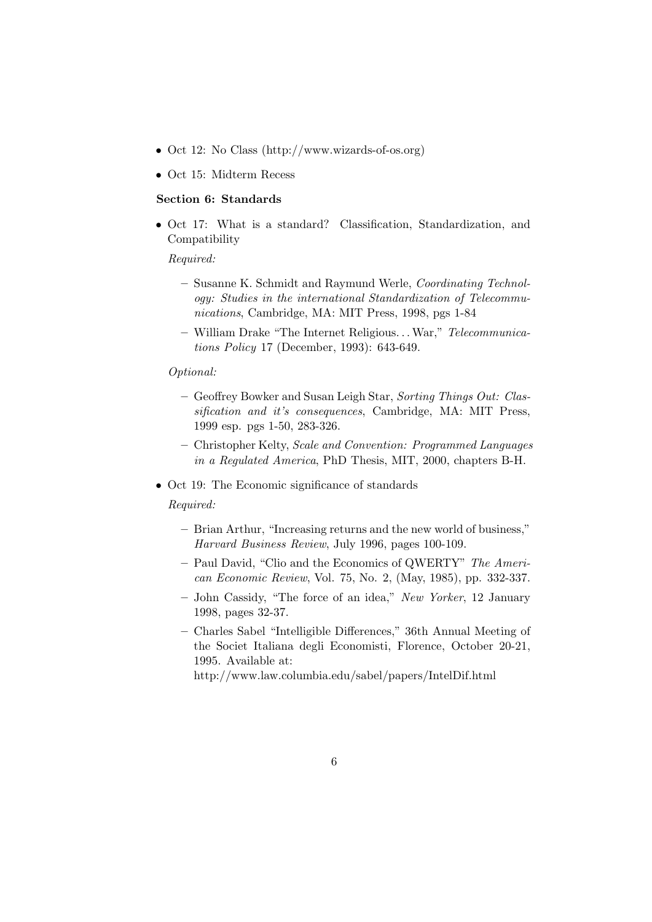- Oct 12: No Class (http://www.wizards-of-os.org)
- Oct 15: Midterm Recess

**Section 6: Standards**

- Oct 17: What is a standard? Classification, Standardization, and Compatibility

  *Required:*

  - Susanne K. Schmidt and Raymund Werle, *Coordinating Technology: Studies in the international Standardization of Telecommunications*, Cambridge, MA: MIT Press, 1998, pgs 1-84
  - William Drake "The Internet Religious... War," *Telecommunications Policy* 17 (December, 1993): 643-649.

  *Optional:*

  - Geoffrey Bowker and Susan Leigh Star, *Sorting Things Out: Classification and it's consequences*, Cambridge, MA: MIT Press, 1999 esp. pgs 1-50, 283-326.
  - Christopher Kelty, *Scale and Convention: Programmed Languages in a Regulated America*, PhD Thesis, MIT, 2000, chapters B-H.

- Oct 19: The Economic significance of standards

  *Required:*

  - Brian Arthur, "Increasing returns and the new world of business," *Harvard Business Review*, July 1996, pages 100-109.
  - Paul David, "Clio and the Economics of QWERTY" *The American Economic Review*, Vol. 75, No. 2, (May, 1985), pp. 332-337.
  - John Cassidy, "The force of an idea," *New Yorker*, 12 January 1998, pages 32-37.
  - Charles Sabel "Intelligible Differences," 36th Annual Meeting of the Societ Italiana degli Economisti, Florence, October 20-21, 1995. Available at: http://www.law.columbia.edu/sabel/papers/IntelDif.html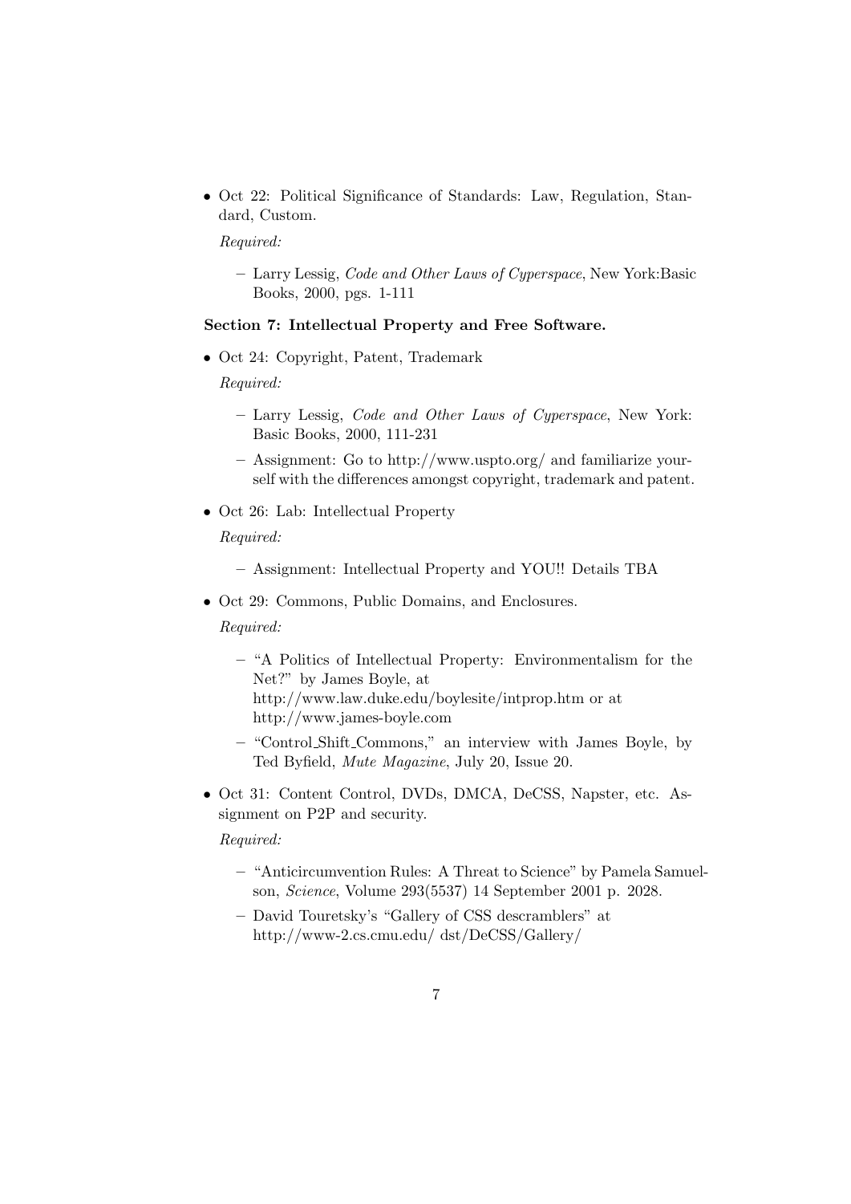- Oct 22: Political Significance of Standards: Law, Regulation, Standard, Custom.

  *Required:*

  - Larry Lessig, *Code and Other Laws of Cyperspace*, New York:Basic Books, 2000, pgs. 1-111

**Section 7: Intellectual Property and Free Software.**

- Oct 24: Copyright, Patent, Trademark

  *Required:*

  - Larry Lessig, *Code and Other Laws of Cyperspace*, New York: Basic Books, 2000, 111-231
  - Assignment: Go to http://www.uspto.org/ and familiarize yourself with the differences amongst copyright, trademark and patent.

- Oct 26: Lab: Intellectual Property

  *Required:*

  - Assignment: Intellectual Property and YOU!! Details TBA

- Oct 29: Commons, Public Domains, and Enclosures.

  *Required:*

  - "A Politics of Intellectual Property: Environmentalism for the Net?" by James Boyle, at http://www.law.duke.edu/boylesite/intprop.htm or at http://www.james-boyle.com
  - "Control_Shift_Commons," an interview with James Boyle, by Ted Byfield, *Mute Magazine*, July 20, Issue 20.

- Oct 31: Content Control, DVDs, DMCA, DeCSS, Napster, etc. Assignment on P2P and security.

  *Required:*

  - "Anticircumvention Rules: A Threat to Science" by Pamela Samuelson, *Science*, Volume 293(5537) 14 September 2001 p. 2028.
  - David Touretsky's "Gallery of CSS descramblers" at http://www-2.cs.cmu.edu/ dst/DeCSS/Gallery/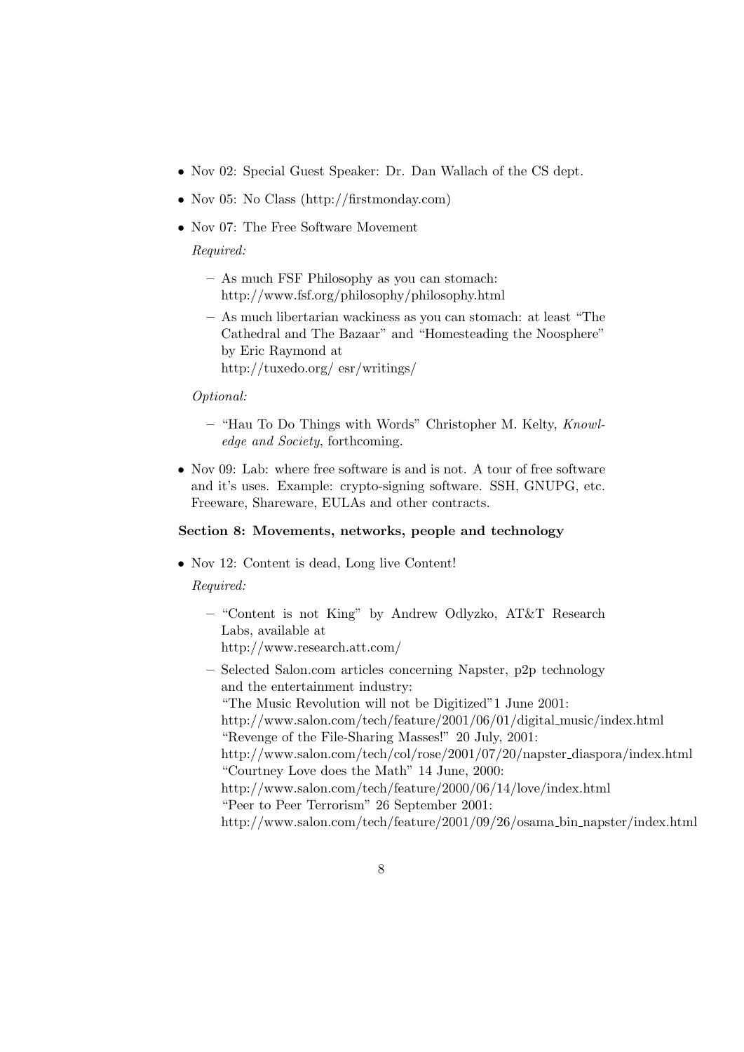- Nov 02: Special Guest Speaker: Dr. Dan Wallach of the CS dept.
- Nov 05: No Class (http://firstmonday.com)
- Nov 07: The Free Software Movement

  *Required:*

  - As much FSF Philosophy as you can stomach: http://www.fsf.org/philosophy/philosophy.html
  - As much libertarian wackiness as you can stomach: at least "The Cathedral and The Bazaar" and "Homesteading the Noosphere" by Eric Raymond at http://tuxedo.org/ esr/writings/

  *Optional:*

  - "Hau To Do Things with Words" Christopher M. Kelty, *Knowledge and Society*, forthcoming.

- Nov 09: Lab: where free software is and is not. A tour of free software and it's uses. Example: crypto-signing software. SSH, GNUPG, etc. Freeware, Shareware, EULAs and other contracts.

**Section 8: Movements, networks, people and technology**

- Nov 12: Content is dead, Long live Content!

  *Required:*

  - "Content is not King" by Andrew Odlyzko, AT&T Research Labs, available at http://www.research.att.com/
  - Selected Salon.com articles concerning Napster, p2p technology and the entertainment industry:
    "The Music Revolution will not be Digitized"1 June 2001:
    http://www.salon.com/tech/feature/2001/06/01/digital_music/index.html
    "Revenge of the File-Sharing Masses!" 20 July, 2001:
    http://www.salon.com/tech/col/rose/2001/07/20/napster_diaspora/index.html
    "Courtney Love does the Math" 14 June, 2000:
    http://www.salon.com/tech/feature/2000/06/14/love/index.html
    "Peer to Peer Terrorism" 26 September 2001:
    http://www.salon.com/tech/feature/2001/09/26/osama_bin_napster/index.html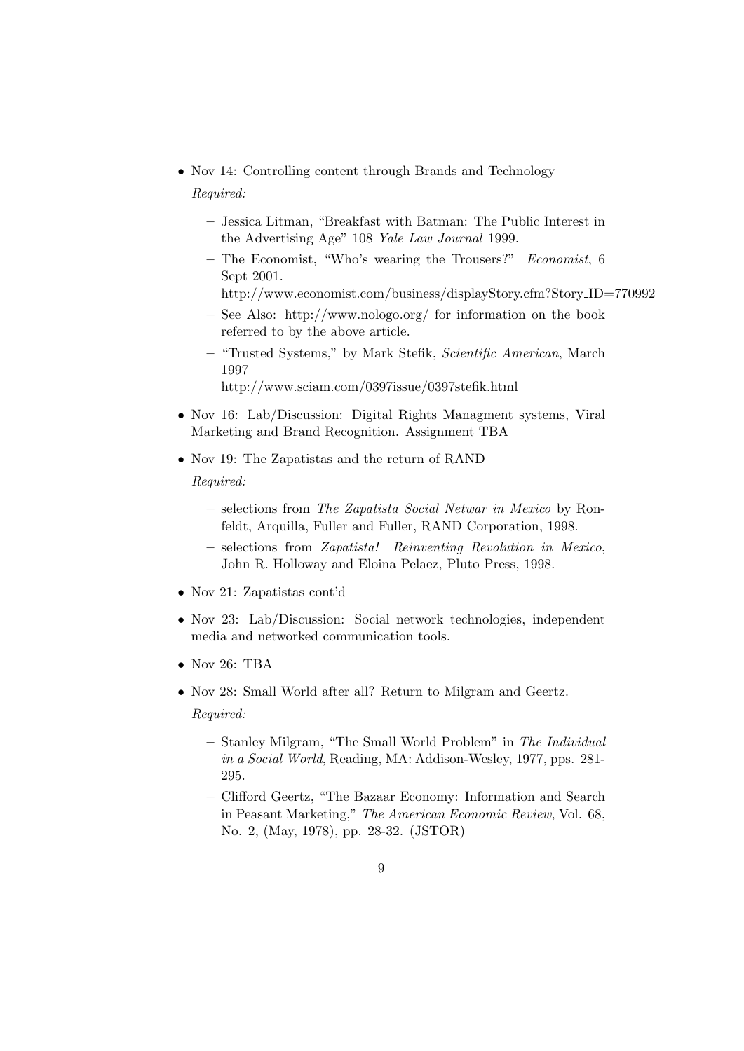- Nov 14: Controlling content through Brands and Technology

  *Required:*

  - Jessica Litman, "Breakfast with Batman: The Public Interest in the Advertising Age" 108 *Yale Law Journal* 1999.
  - The Economist, "Who's wearing the Trousers?" *Economist*, 6 Sept 2001.
    http://www.economist.com/business/displayStory.cfm?Story_ID=770992
  - See Also: http://www.nologo.org/ for information on the book referred to by the above article.
  - "Trusted Systems," by Mark Stefik, *Scientific American*, March 1997
    http://www.sciam.com/0397issue/0397stefik.html

- Nov 16: Lab/Discussion: Digital Rights Managment systems, Viral Marketing and Brand Recognition. Assignment TBA

- Nov 19: The Zapatistas and the return of RAND

  *Required:*

  - selections from *The Zapatista Social Netwar in Mexico* by Ronfeldt, Arquilla, Fuller and Fuller, RAND Corporation, 1998.
  - selections from *Zapatista! Reinventing Revolution in Mexico*, John R. Holloway and Eloina Pelaez, Pluto Press, 1998.

- Nov 21: Zapatistas cont'd

- Nov 23: Lab/Discussion: Social network technologies, independent media and networked communication tools.

- Nov 26: TBA

- Nov 28: Small World after all? Return to Milgram and Geertz.

  *Required:*

  - Stanley Milgram, "The Small World Problem" in *The Individual in a Social World*, Reading, MA: Addison-Wesley, 1977, pps. 281-295.
  - Clifford Geertz, "The Bazaar Economy: Information and Search in Peasant Marketing," *The American Economic Review*, Vol. 68, No. 2, (May, 1978), pp. 28-32. (JSTOR)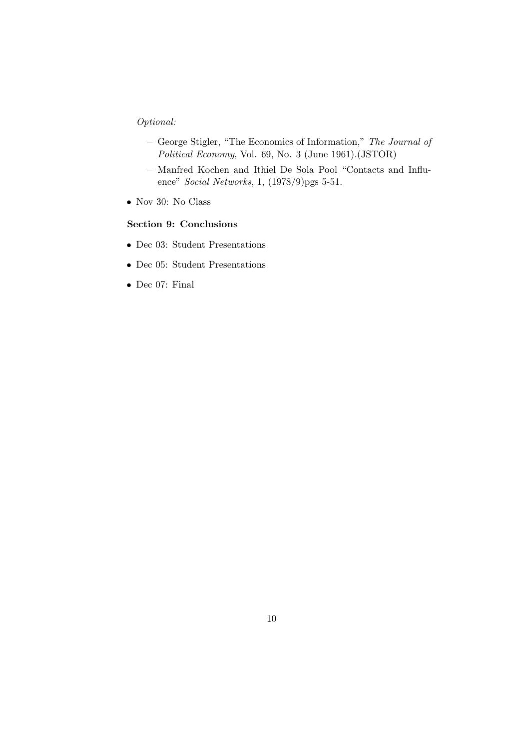*Optional:*

  - George Stigler, "The Economics of Information," *The Journal of Political Economy*, Vol. 69, No. 3 (June 1961).(JSTOR)
  - Manfred Kochen and Ithiel De Sola Pool "Contacts and Influence" *Social Networks*, 1, (1978/9)pgs 5-51.

- Nov 30: No Class

**Section 9: Conclusions**

- Dec 03: Student Presentations
- Dec 05: Student Presentations
- Dec 07: Final